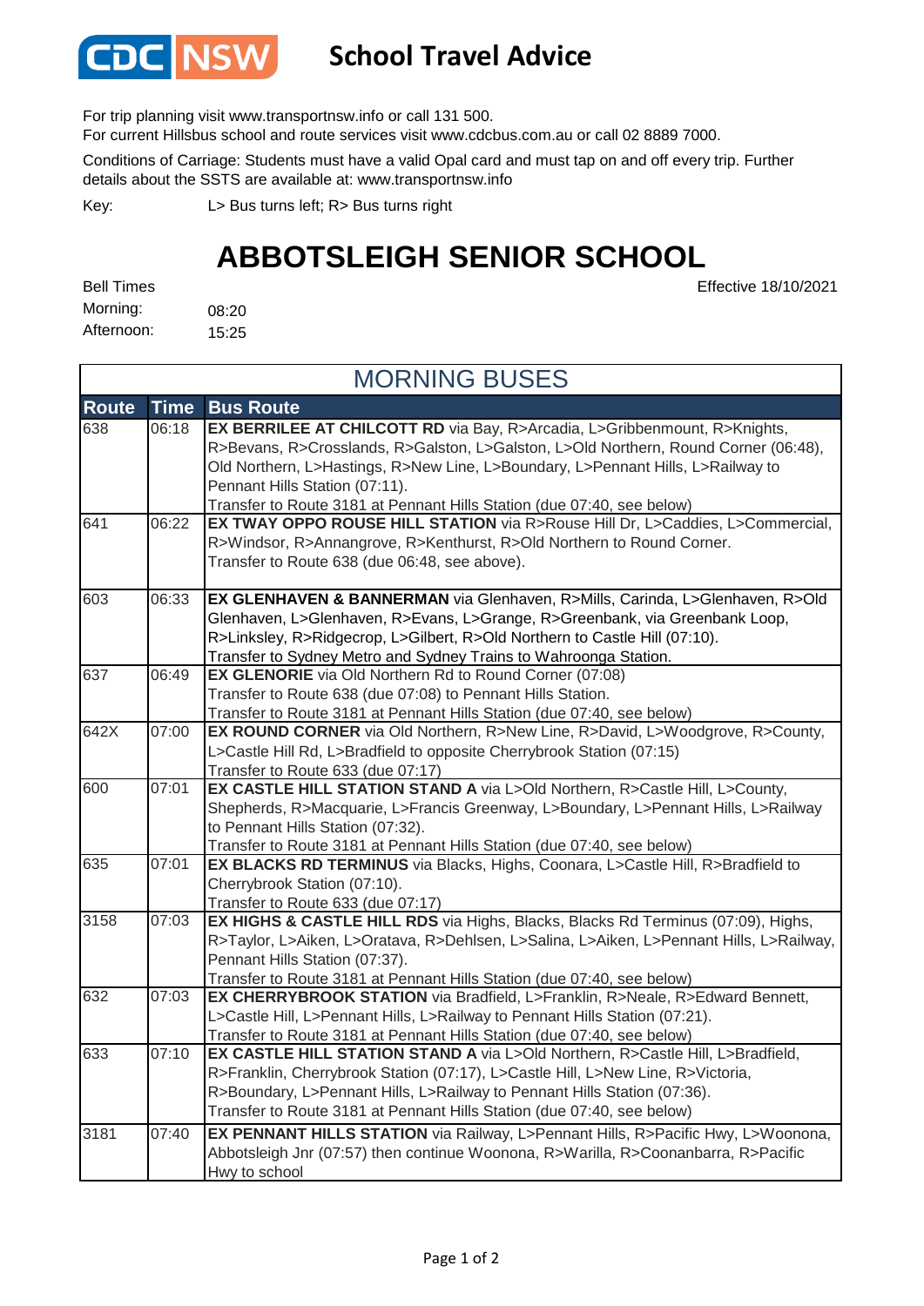# CDC NSW School Travel Advice

For trip planning visit www.transportnsw.info or call 131 500.
For current Hillsbus school and route services visit www.cdcbus.com.au or call 02 8889 7000.

Conditions of Carriage: Students must have a valid Opal card and must tap on and off every trip. Further details about the SSTS are available at: www.transportnsw.info

Key: L> Bus turns left; R> Bus turns right

# ABBOTSLEIGH SENIOR SCHOOL

Effective 18/10/2021

Bell Times
Morning: 08:20
Afternoon: 15:25

## MORNING BUSES

| Route | Time | Bus Route |
|---|---|---|
| 638 | 06:18 | **EX BERRILEE AT CHILCOTT RD** via Bay, R>Arcadia, L>Gribbenmount, R>Knights, R>Bevans, R>Crosslands, R>Galston, L>Galston, L>Old Northern, Round Corner (06:48), Old Northern, L>Hastings, R>New Line, L>Boundary, L>Pennant Hills, L>Railway to Pennant Hills Station (07:11). Transfer to Route 3181 at Pennant Hills Station (due 07:40, see below) |
| 641 | 06:22 | **EX TWAY OPPO ROUSE HILL STATION** via R>Rouse Hill Dr, L>Caddies, L>Commercial, R>Windsor, R>Annangrove, R>Kenthurst, R>Old Northern to Round Corner. Transfer to Route 638 (due 06:48, see above). |
| 603 | 06:33 | **EX GLENHAVEN & BANNERMAN** via Glenhaven, R>Mills, Carinda, L>Glenhaven, R>Old Glenhaven, L>Glenhaven, R>Evans, L>Grange, R>Greenbank, via Greenbank Loop, R>Linksley, R>Ridgecrop, L>Gilbert, R>Old Northern to Castle Hill (07:10). Transfer to Sydney Metro and Sydney Trains to Wahroonga Station. |
| 637 | 06:49 | **EX GLENORIE** via Old Northern Rd to Round Corner (07:08) Transfer to Route 638 (due 07:08) to Pennant Hills Station. Transfer to Route 3181 at Pennant Hills Station (due 07:40, see below) |
| 642X | 07:00 | **EX ROUND CORNER** via Old Northern, R>New Line, R>David, L>Woodgrove, R>County, L>Castle Hill Rd, L>Bradfield to opposite Cherrybrook Station (07:15) Transfer to Route 633 (due 07:17) |
| 600 | 07:01 | **EX CASTLE HILL STATION STAND A** via L>Old Northern, R>Castle Hill, L>County, Shepherds, R>Macquarie, L>Francis Greenway, L>Boundary, L>Pennant Hills, L>Railway to Pennant Hills Station (07:32). Transfer to Route 3181 at Pennant Hills Station (due 07:40, see below) |
| 635 | 07:01 | **EX BLACKS RD TERMINUS** via Blacks, Highs, Coonara, L>Castle Hill, R>Bradfield to Cherrybrook Station (07:10). Transfer to Route 633 (due 07:17) |
| 3158 | 07:03 | **EX HIGHS & CASTLE HILL RDS** via Highs, Blacks, Blacks Rd Terminus (07:09), Highs, R>Taylor, L>Aiken, L>Oratava, R>Dehlsen, L>Salina, L>Aiken, L>Pennant Hills, L>Railway, Pennant Hills Station (07:37). Transfer to Route 3181 at Pennant Hills Station (due 07:40, see below) |
| 632 | 07:03 | **EX CHERRYBROOK STATION** via Bradfield, L>Franklin, R>Neale, R>Edward Bennett, L>Castle Hill, L>Pennant Hills, L>Railway to Pennant Hills Station (07:21). Transfer to Route 3181 at Pennant Hills Station (due 07:40, see below) |
| 633 | 07:10 | **EX CASTLE HILL STATION STAND A** via L>Old Northern, R>Castle Hill, L>Bradfield, R>Franklin, Cherrybrook Station (07:17), L>Castle Hill, L>New Line, R>Victoria, R>Boundary, L>Pennant Hills, L>Railway to Pennant Hills Station (07:36). Transfer to Route 3181 at Pennant Hills Station (due 07:40, see below) |
| 3181 | 07:40 | **EX PENNANT HILLS STATION** via Railway, L>Pennant Hills, R>Pacific Hwy, L>Woonona, Abbotsleigh Jnr (07:57) then continue Woonona, R>Warilla, R>Coonanbarra, R>Pacific Hwy to school |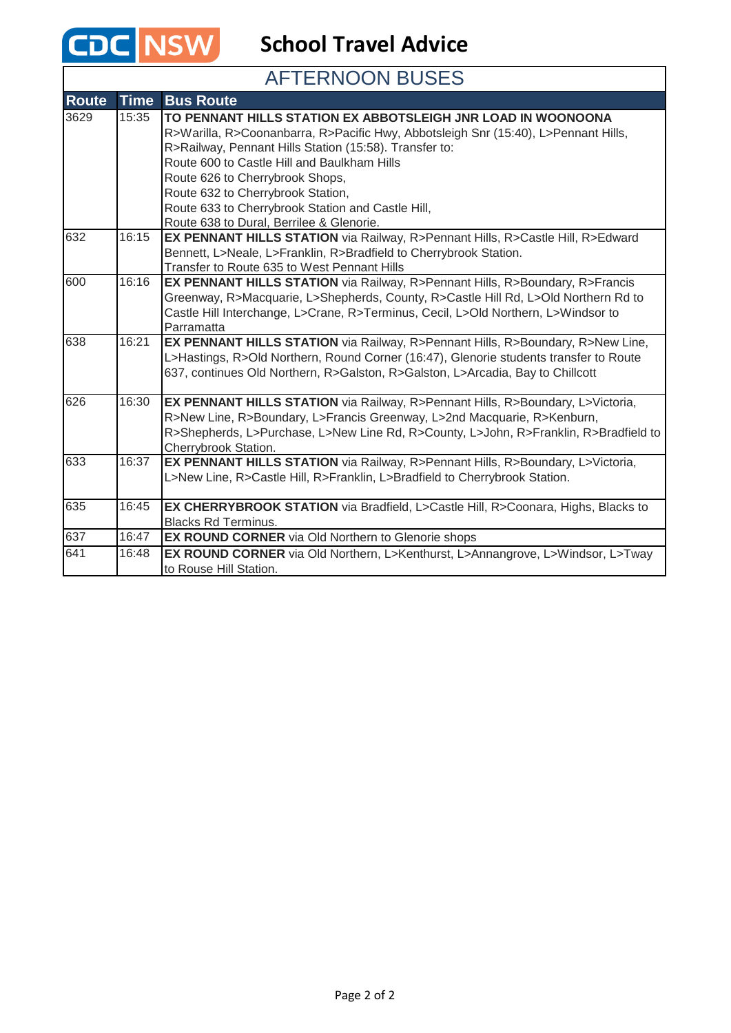# School Travel Advice

## AFTERNOON BUSES

| Route | Time | Bus Route |
|---|---|---|
| 3629 | 15:35 | **TO PENNANT HILLS STATION EX ABBOTSLEIGH JNR LOAD IN WOONOONA** R>Warilla, R>Coonanbarra, R>Pacific Hwy, Abbotsleigh Snr (15:40), L>Pennant Hills, R>Railway, Pennant Hills Station (15:58). Transfer to: Route 600 to Castle Hill and Baulkham Hills Route 626 to Cherrybrook Shops, Route 632 to Cherrybrook Station, Route 633 to Cherrybrook Station and Castle Hill, Route 638 to Dural, Berrilee & Glenorie. |
| 632 | 16:15 | **EX PENNANT HILLS STATION** via Railway, R>Pennant Hills, R>Castle Hill, R>Edward Bennett, L>Neale, L>Franklin, R>Bradfield to Cherrybrook Station. Transfer to Route 635 to West Pennant Hills |
| 600 | 16:16 | **EX PENNANT HILLS STATION** via Railway, R>Pennant Hills, R>Boundary, R>Francis Greenway, R>Macquarie, L>Shepherds, County, R>Castle Hill Rd, L>Old Northern Rd to Castle Hill Interchange, L>Crane, R>Terminus, Cecil, L>Old Northern, L>Windsor to Parramatta |
| 638 | 16:21 | **EX PENNANT HILLS STATION** via Railway, R>Pennant Hills, R>Boundary, R>New Line, L>Hastings, R>Old Northern, Round Corner (16:47), Glenorie students transfer to Route 637, continues Old Northern, R>Galston, R>Galston, L>Arcadia, Bay to Chillcott |
| 626 | 16:30 | **EX PENNANT HILLS STATION** via Railway, R>Pennant Hills, R>Boundary, L>Victoria, R>New Line, R>Boundary, L>Francis Greenway, L>2nd Macquarie, R>Kenburn, R>Shepherds, L>Purchase, L>New Line Rd, R>County, L>John, R>Franklin, R>Bradfield to Cherrybrook Station. |
| 633 | 16:37 | **EX PENNANT HILLS STATION** via Railway, R>Pennant Hills, R>Boundary, L>Victoria, L>New Line, R>Castle Hill, R>Franklin, L>Bradfield to Cherrybrook Station. |
| 635 | 16:45 | **EX CHERRYBROOK STATION** via Bradfield, L>Castle Hill, R>Coonara, Highs, Blacks to Blacks Rd Terminus. |
| 637 | 16:47 | **EX ROUND CORNER** via Old Northern to Glenorie shops |
| 641 | 16:48 | **EX ROUND CORNER** via Old Northern, L>Kenthurst, L>Annangrove, L>Windsor, L>Tway to Rouse Hill Station. |